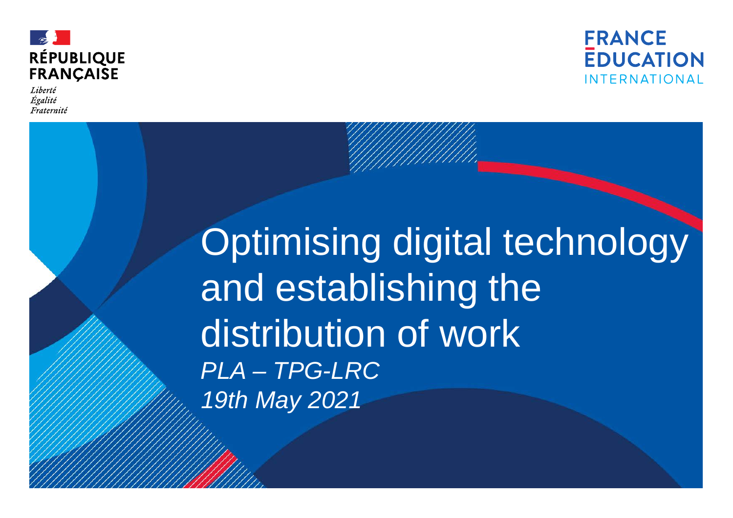RÉPUBLIQUE FRANÇAISE

*Liberté*
*Égalité*
*Fraternité*

FRANCE EDUCATION INTERNATIONAL

# Optimising digital technology and establishing the distribution of work

*PLA – TPG-LRC*

*19th May 2021*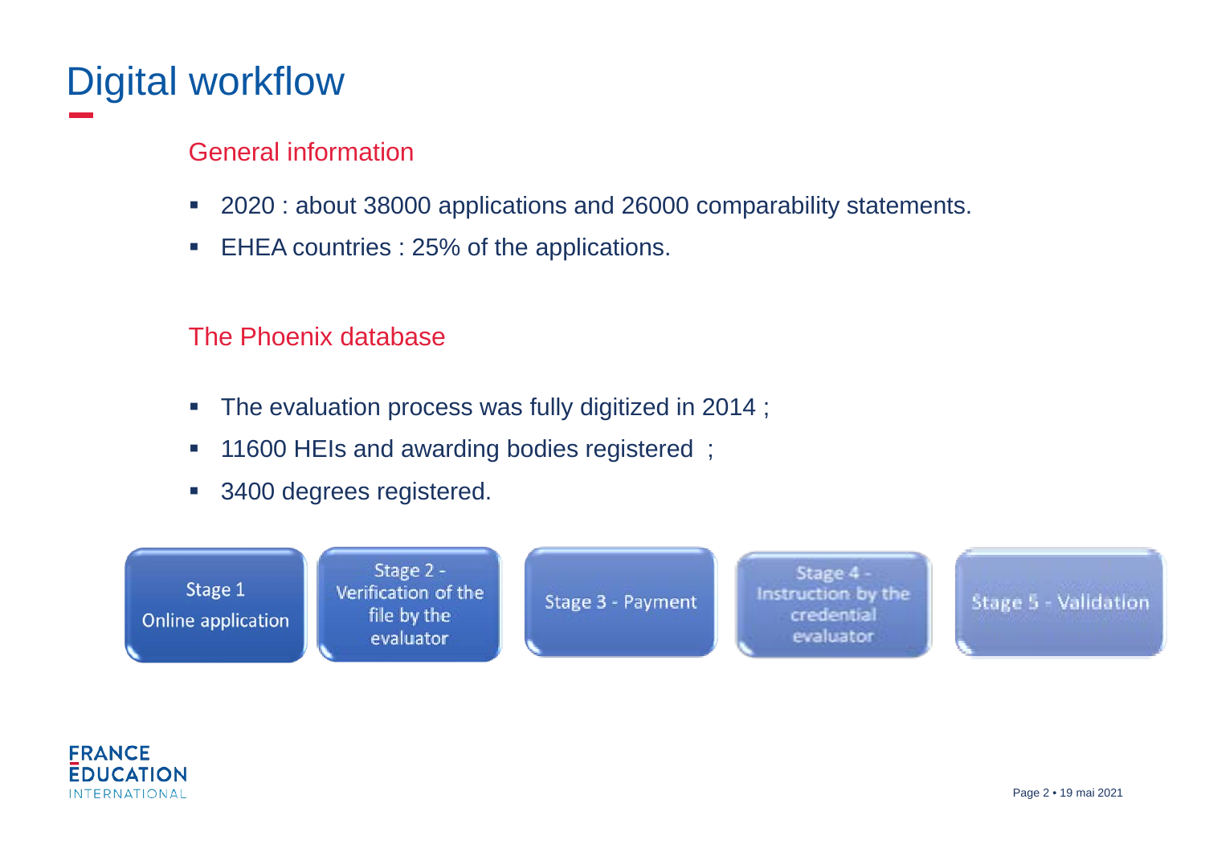# Digital workflow

## General information

- 2020 : about 38000 applications and 26000 comparability statements.
- EHEA countries : 25% of the applications.

## The Phoenix database

- The evaluation process was fully digitized in 2014 ;
- 11600 HEIs and awarding bodies registered ;
- 3400 degrees registered.

Stage 1 Online application → Stage 2 - Verification of the file by the evaluator → Stage 3 - Payment → Stage 4 - Instruction by the credential evaluator → Stage 5 - Validation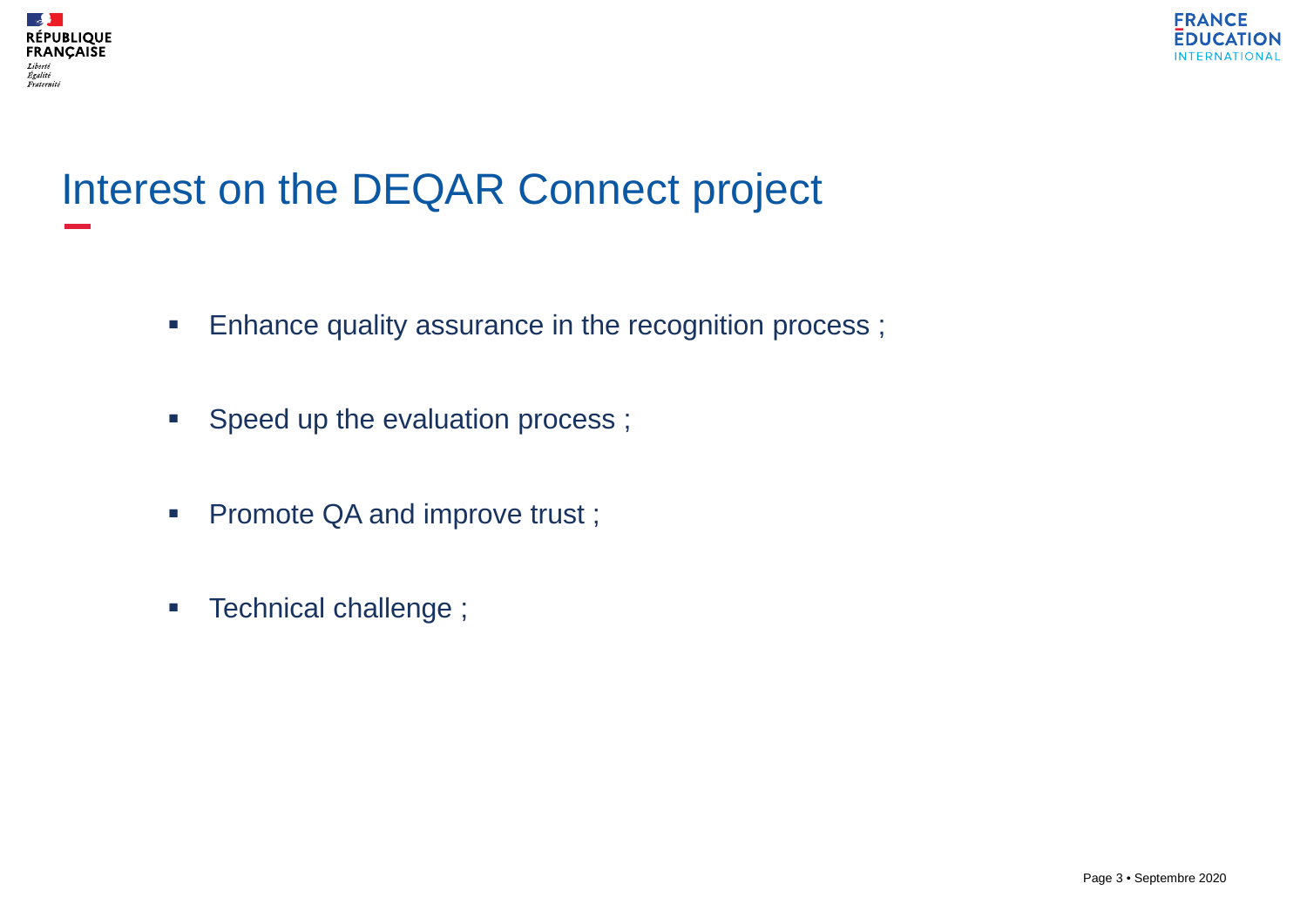# Interest on the DEQAR Connect project

- Enhance quality assurance in the recognition process ;
- Speed up the evaluation process ;
- Promote QA and improve trust ;
- Technical challenge ;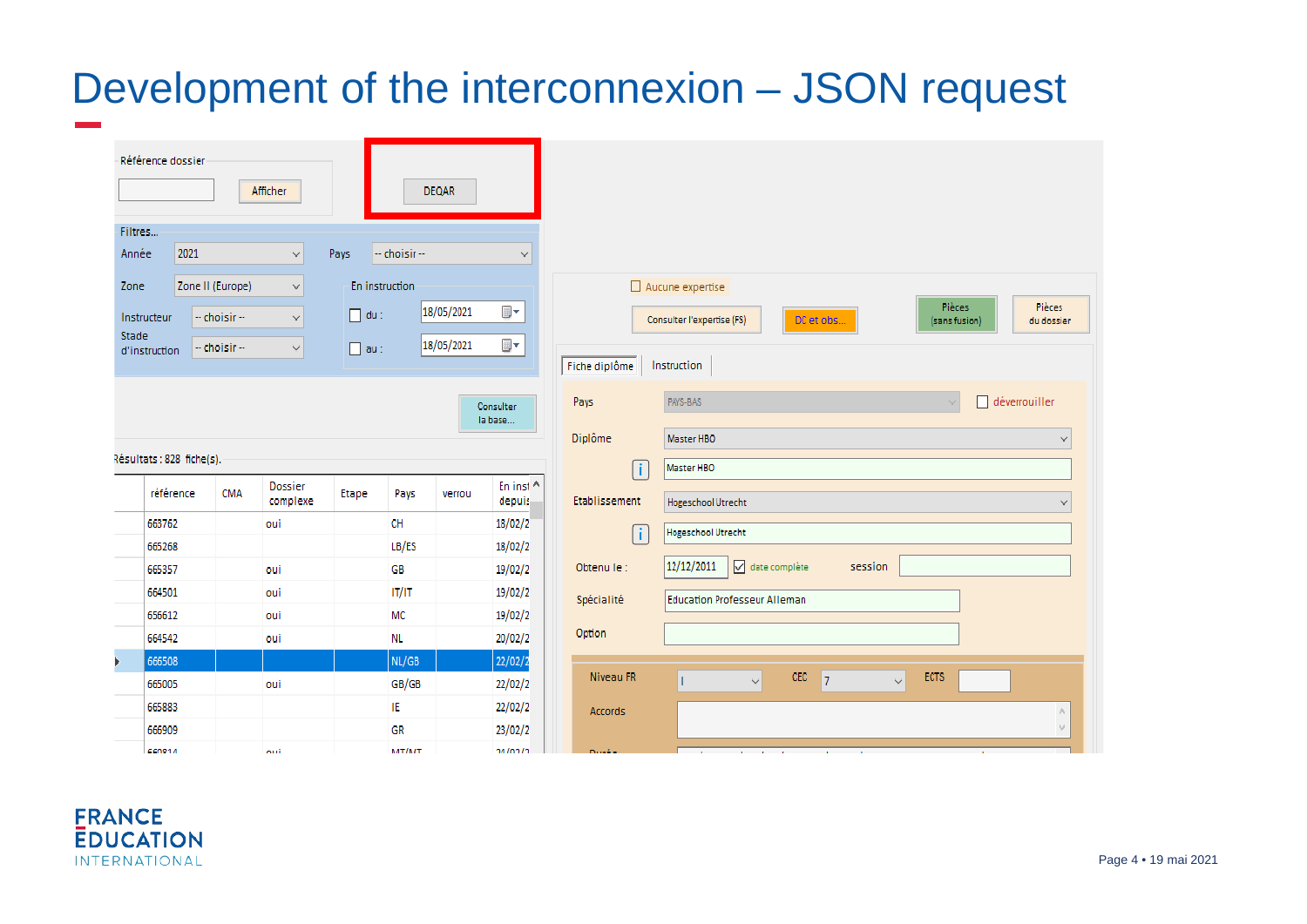# Development of the interconnexion – JSON request

Référence dossier

Afficher

DEQAR

Filtres...

Année: 2021

Pays: -- choisir --

Zone: Zone II (Europe)

En instruction

Instructeur: -- choisir --

du : 18/05/2021

Stade d'instruction: -- choisir --

au : 18/05/2021

Consulter la base...

Résultats : 828 fiche(s).

| référence | CMA | Dossier complexe | Etape | Pays | verrou | En inst depuis |
|---|---|---|---|---|---|---|
| 663762 | | oui | | CH | | 18/02/2 |
| 665268 | | | | LB/ES | | 18/02/2 |
| 665357 | | oui | | GB | | 19/02/2 |
| 664501 | | oui | | IT/IT | | 19/02/2 |
| 656612 | | oui | | MC | | 19/02/2 |
| 664542 | | oui | | NL | | 20/02/2 |
| 666508 | | | | NL/GB | | 22/02/2 |
| 665005 | | oui | | GB/GB | | 22/02/2 |
| 665883 | | | | IE | | 22/02/2 |
| 666909 | | | | GR | | 23/02/2 |

Aucune expertise

Consulter l'expertise (FS)

DC et obs...

Pièces (sans fusion)

Pièces du dossier

Fiche diplôme | Instruction

Pays: PAYS-BAS

déverrouiller

Diplôme: Master HBO

Master HBO

Etablissement: Hogeschool Utrecht

Hogeschool Utrecht

Obtenu le : 12/12/2011 — date complète — session

Spécialité: Education Professeur Alleman

Option

Niveau FR: I — CEC: 7 — ECTS

Accords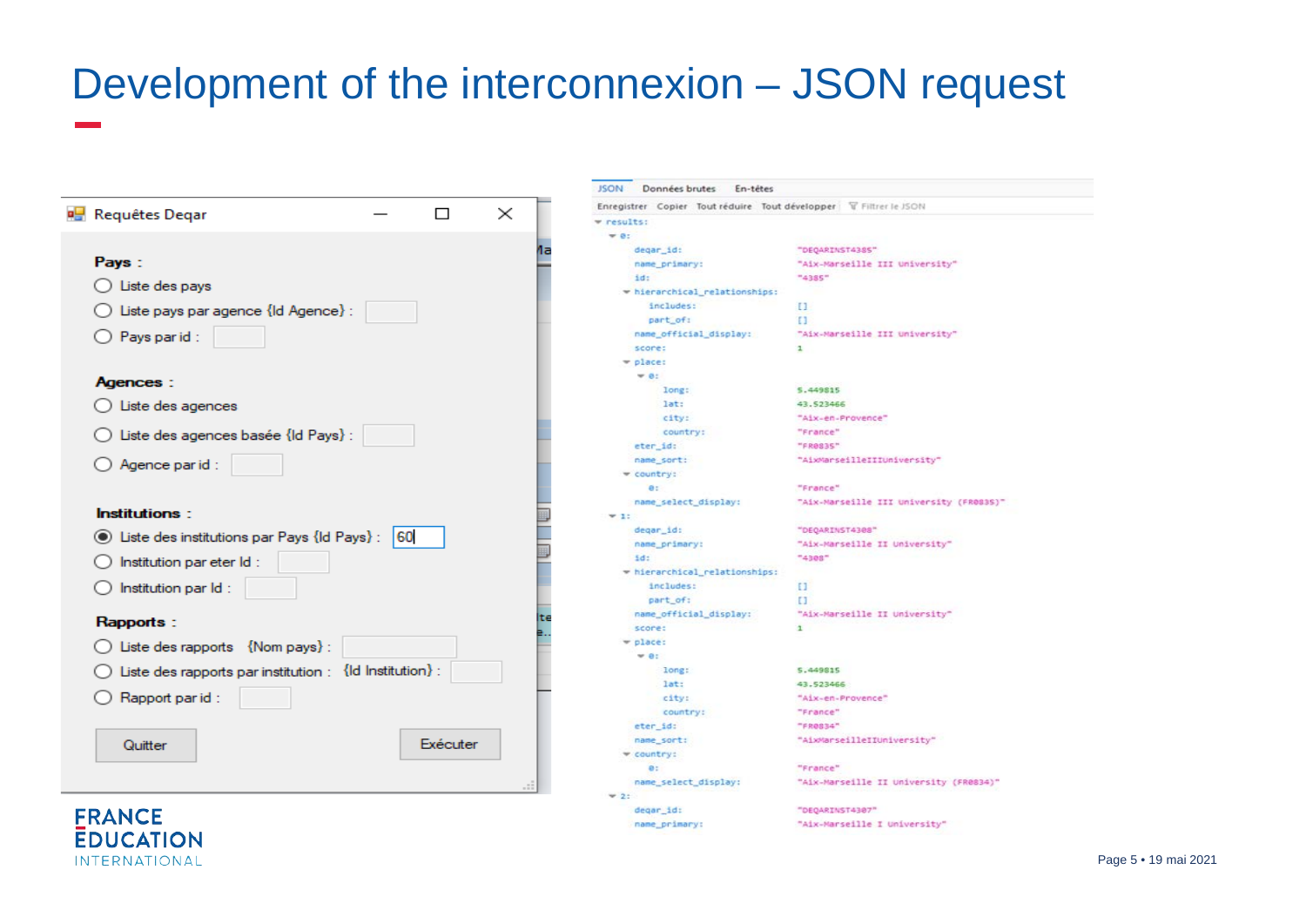# Development of the interconnexion – JSON request

**Requêtes Deqar**

**Pays :**

- ◯ Liste des pays
- ◯ Liste pays par agence {Id Agence} :
- ◯ Pays par id :

**Agences :**

- ◯ Liste des agences
- ◯ Liste des agences basée {Id Pays} :
- ◯ Agence par id :

**Institutions :**

- ◉ Liste des institutions par Pays {Id Pays} : 60
- ◯ Institution par eter Id :
- ◯ Institution par Id :

**Rapports :**

- ◯ Liste des rapports {Nom pays} :
- ◯ Liste des rapports par institution : {Id Institution} :
- ◯ Rapport par id :

Quitter | Exécuter

JSON | Données brutes | En-têtes

Enregistrer | Copier | Tout réduire | Tout développer | Filtrer le JSON

```
results:
  0:
    deqar_id:                "DEQARINST4385"
    name_primary:            "Aix-Marseille III University"
    id:                      "4385"
    hierarchical_relationships:
      includes:              []
      part_of:               []
    name_official_display:   "Aix-Marseille III University"
    score:                   1
    place:
      0:
        long:                5.449815
        lat:                 43.523466
        city:                "Aix-en-Provence"
        country:             "France"
    eter_id:                 "FR0835"
    name_sort:               "AixMarseilleIIIUniversity"
    country:
      0:                     "France"
    name_select_display:     "Aix-Marseille III University (FR0835)"
  1:
    deqar_id:                "DEQARINST4308"
    name_primary:            "Aix-Marseille II University"
    id:                      "4308"
    hierarchical_relationships:
      includes:              []
      part_of:               []
    name_official_display:   "Aix-Marseille II University"
    score:                   1
    place:
      0:
        long:                5.449815
        lat:                 43.523466
        city:                "Aix-en-Provence"
        country:             "France"
    eter_id:                 "FR0834"
    name_sort:               "AixMarseilleIIUniversity"
    country:
      0:                     "France"
    name_select_display:     "Aix-Marseille II University (FR0834)"
  2:
    deqar_id:                "DEQARINST4307"
    name_primary:            "Aix-Marseille I University"
```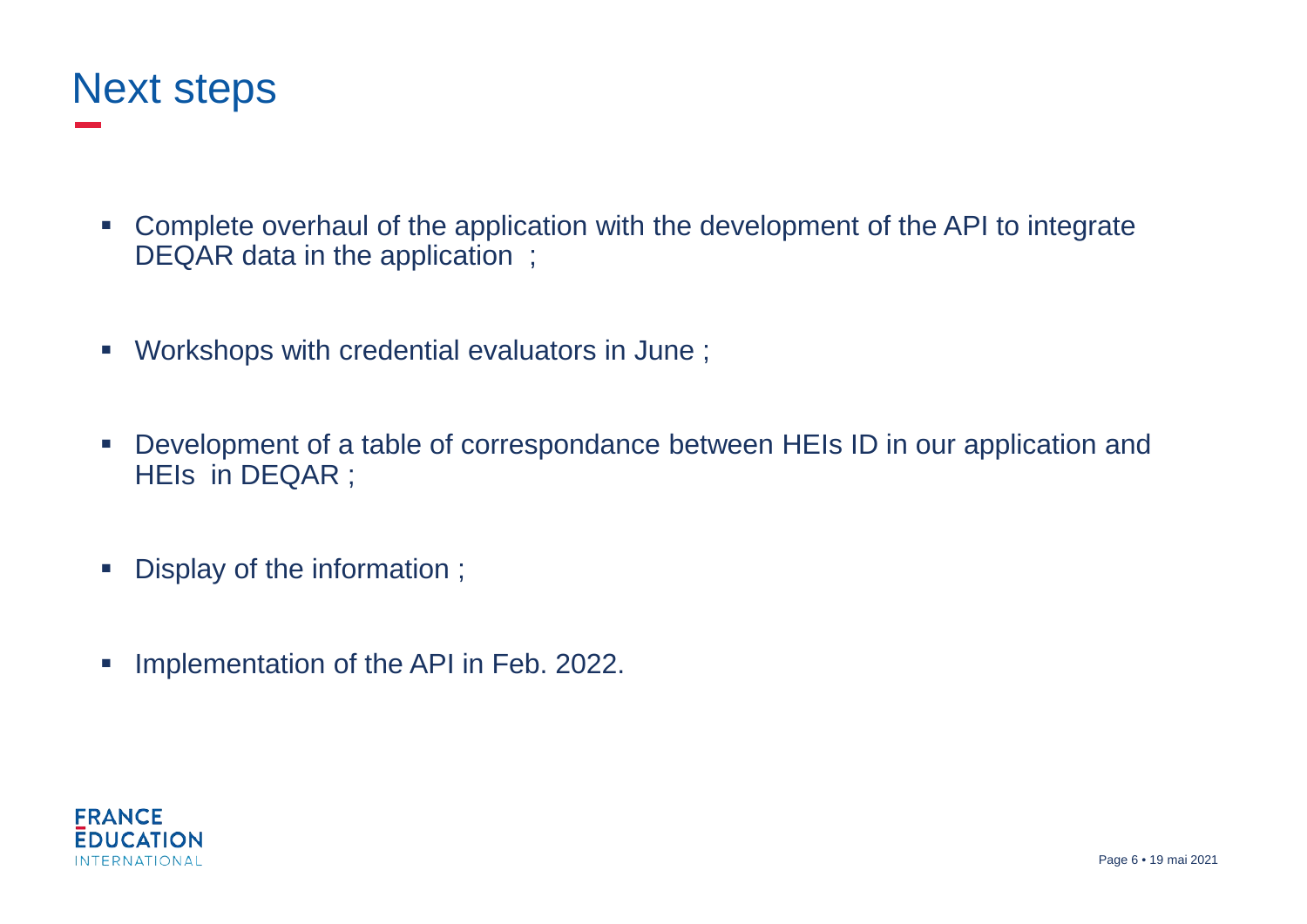# Next steps

- Complete overhaul of the application with the development of the API to integrate DEQAR data in the application ;
- Workshops with credential evaluators in June ;
- Development of a table of correspondance between HEIs ID in our application and HEIs in DEQAR ;
- Display of the information ;
- Implementation of the API in Feb. 2022.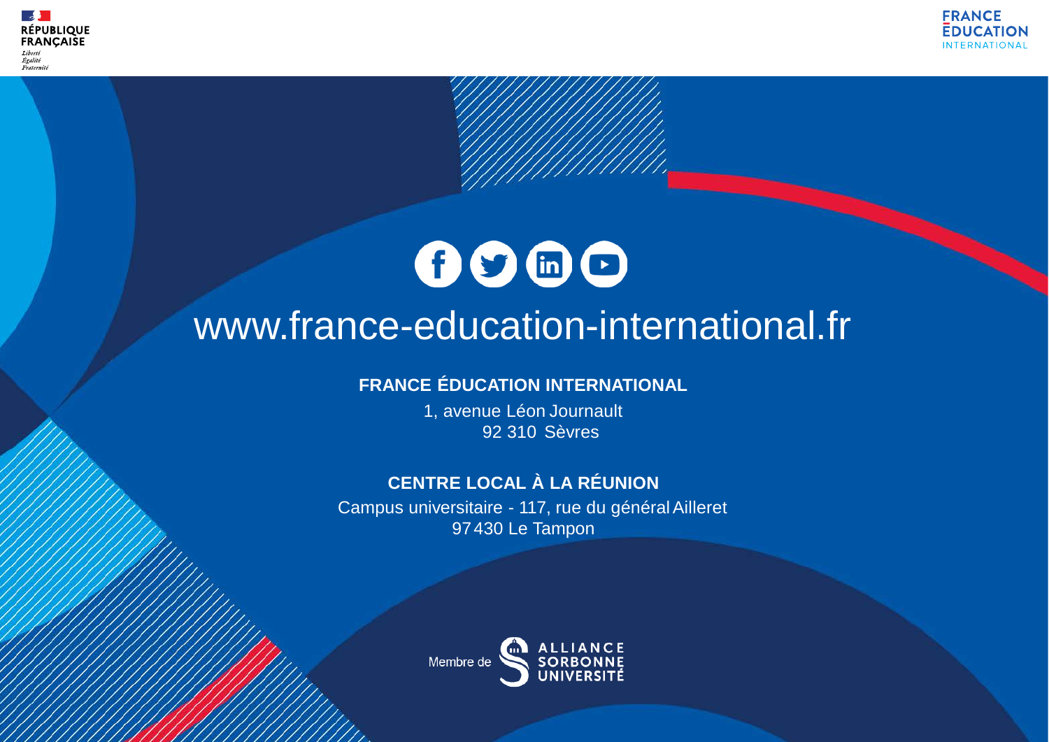RÉPUBLIQUE FRANÇAISE

*Liberté Égalité Fraternité*

FRANCE ÉDUCATION INTERNATIONAL

www.france-education-international.fr

**FRANCE ÉDUCATION INTERNATIONAL**

1, avenue Léon Journault
92 310 Sèvres

**CENTRE LOCAL À LA RÉUNION**

Campus universitaire - 117, rue du général Ailleret
97 430 Le Tampon

Membre de ALLIANCE SORBONNE UNIVERSITÉ